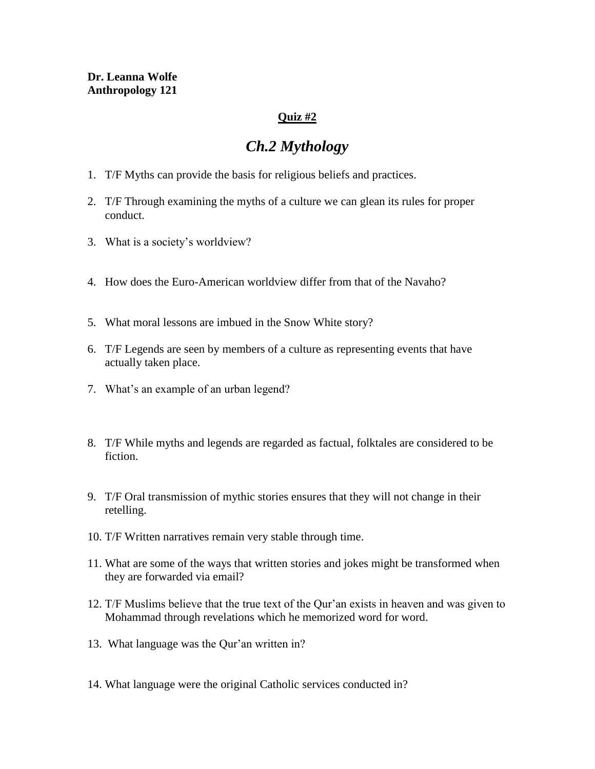**Dr. Leanna Wolfe**
**Anthropology 121**

## Quiz #2

# *Ch.2 Mythology*

1. T/F Myths can provide the basis for religious beliefs and practices.
2. T/F Through examining the myths of a culture we can glean its rules for proper conduct.
3. What is a society's worldview?
4. How does the Euro-American worldview differ from that of the Navaho?
5. What moral lessons are imbued in the Snow White story?
6. T/F Legends are seen by members of a culture as representing events that have actually taken place.
7. What's an example of an urban legend?
8. T/F While myths and legends are regarded as factual, folktales are considered to be fiction.
9. T/F Oral transmission of mythic stories ensures that they will not change in their retelling.
10. T/F Written narratives remain very stable through time.
11. What are some of the ways that written stories and jokes might be transformed when they are forwarded via email?
12. T/F Muslims believe that the true text of the Qur'an exists in heaven and was given to Mohammad through revelations which he memorized word for word.
13. What language was the Qur'an written in?
14. What language were the original Catholic services conducted in?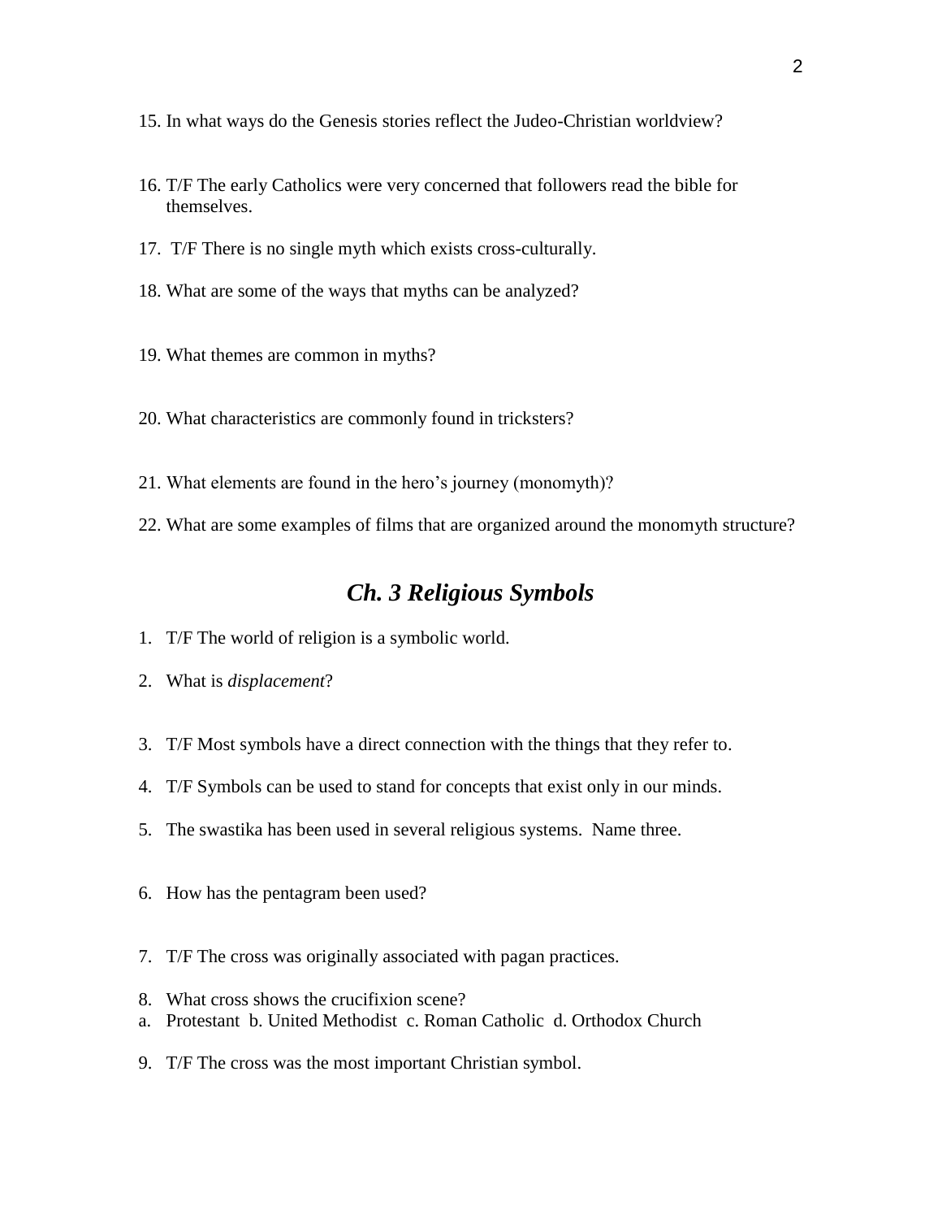15. In what ways do the Genesis stories reflect the Judeo-Christian worldview?

16. T/F The early Catholics were very concerned that followers read the bible for themselves.

17. T/F There is no single myth which exists cross-culturally.

18. What are some of the ways that myths can be analyzed?

19. What themes are common in myths?

20. What characteristics are commonly found in tricksters?

21. What elements are found in the hero's journey (monomyth)?

22. What are some examples of films that are organized around the monomyth structure?

## *Ch. 3 Religious Symbols*

1. T/F The world of religion is a symbolic world.

2. What is *displacement*?

3. T/F Most symbols have a direct connection with the things that they refer to.

4. T/F Symbols can be used to stand for concepts that exist only in our minds.

5. The swastika has been used in several religious systems. Name three.

6. How has the pentagram been used?

7. T/F The cross was originally associated with pagan practices.

8. What cross shows the crucifixion scene?
   a. Protestant b. United Methodist c. Roman Catholic d. Orthodox Church

9. T/F The cross was the most important Christian symbol.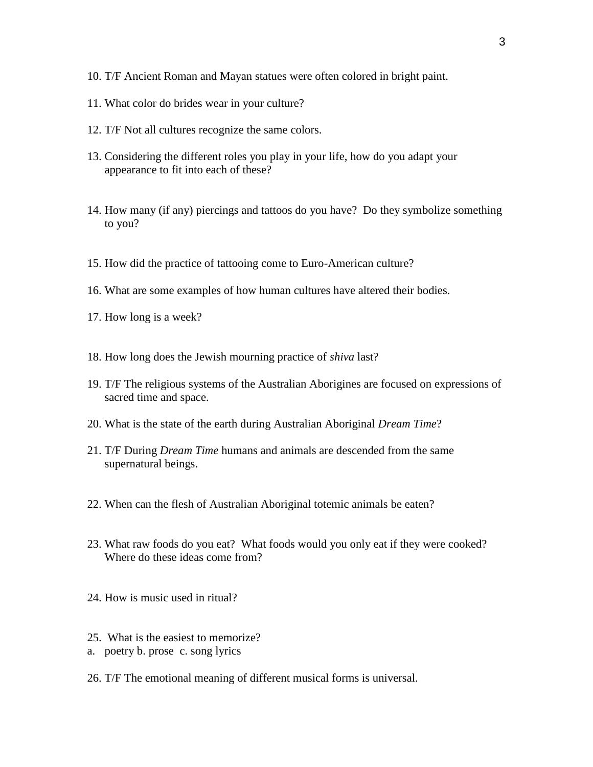10. T/F Ancient Roman and Mayan statues were often colored in bright paint.

11. What color do brides wear in your culture?

12. T/F Not all cultures recognize the same colors.

13. Considering the different roles you play in your life, how do you adapt your appearance to fit into each of these?

14. How many (if any) piercings and tattoos do you have? Do they symbolize something to you?

15. How did the practice of tattooing come to Euro-American culture?

16. What are some examples of how human cultures have altered their bodies.

17. How long is a week?

18. How long does the Jewish mourning practice of *shiva* last?

19. T/F The religious systems of the Australian Aborigines are focused on expressions of sacred time and space.

20. What is the state of the earth during Australian Aboriginal *Dream Time*?

21. T/F During *Dream Time* humans and animals are descended from the same supernatural beings.

22. When can the flesh of Australian Aboriginal totemic animals be eaten?

23. What raw foods do you eat? What foods would you only eat if they were cooked? Where do these ideas come from?

24. How is music used in ritual?

25. What is the easiest to memorize?
a. poetry b. prose c. song lyrics

26. T/F The emotional meaning of different musical forms is universal.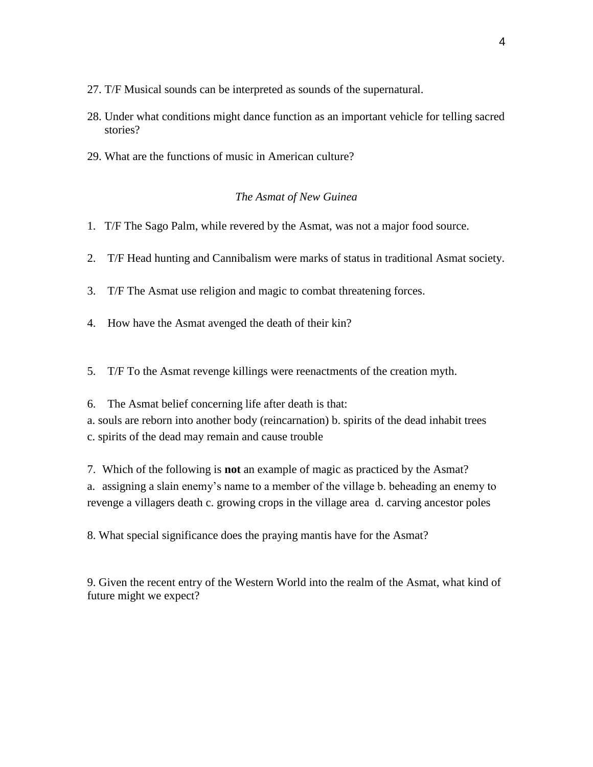27. T/F Musical sounds can be interpreted as sounds of the supernatural.

28. Under what conditions might dance function as an important vehicle for telling sacred stories?

29. What are the functions of music in American culture?

## *The Asmat of New Guinea*

1. T/F The Sago Palm, while revered by the Asmat, was not a major food source.

2. T/F Head hunting and Cannibalism were marks of status in traditional Asmat society.

3. T/F The Asmat use religion and magic to combat threatening forces.

4. How have the Asmat avenged the death of their kin?

5. T/F To the Asmat revenge killings were reenactments of the creation myth.

6. The Asmat belief concerning life after death is that:
a. souls are reborn into another body (reincarnation) b. spirits of the dead inhabit trees
c. spirits of the dead may remain and cause trouble

7. Which of the following is **not** an example of magic as practiced by the Asmat?
a. assigning a slain enemy's name to a member of the village b. beheading an enemy to revenge a villagers death c. growing crops in the village area d. carving ancestor poles

8. What special significance does the praying mantis have for the Asmat?

9. Given the recent entry of the Western World into the realm of the Asmat, what kind of future might we expect?